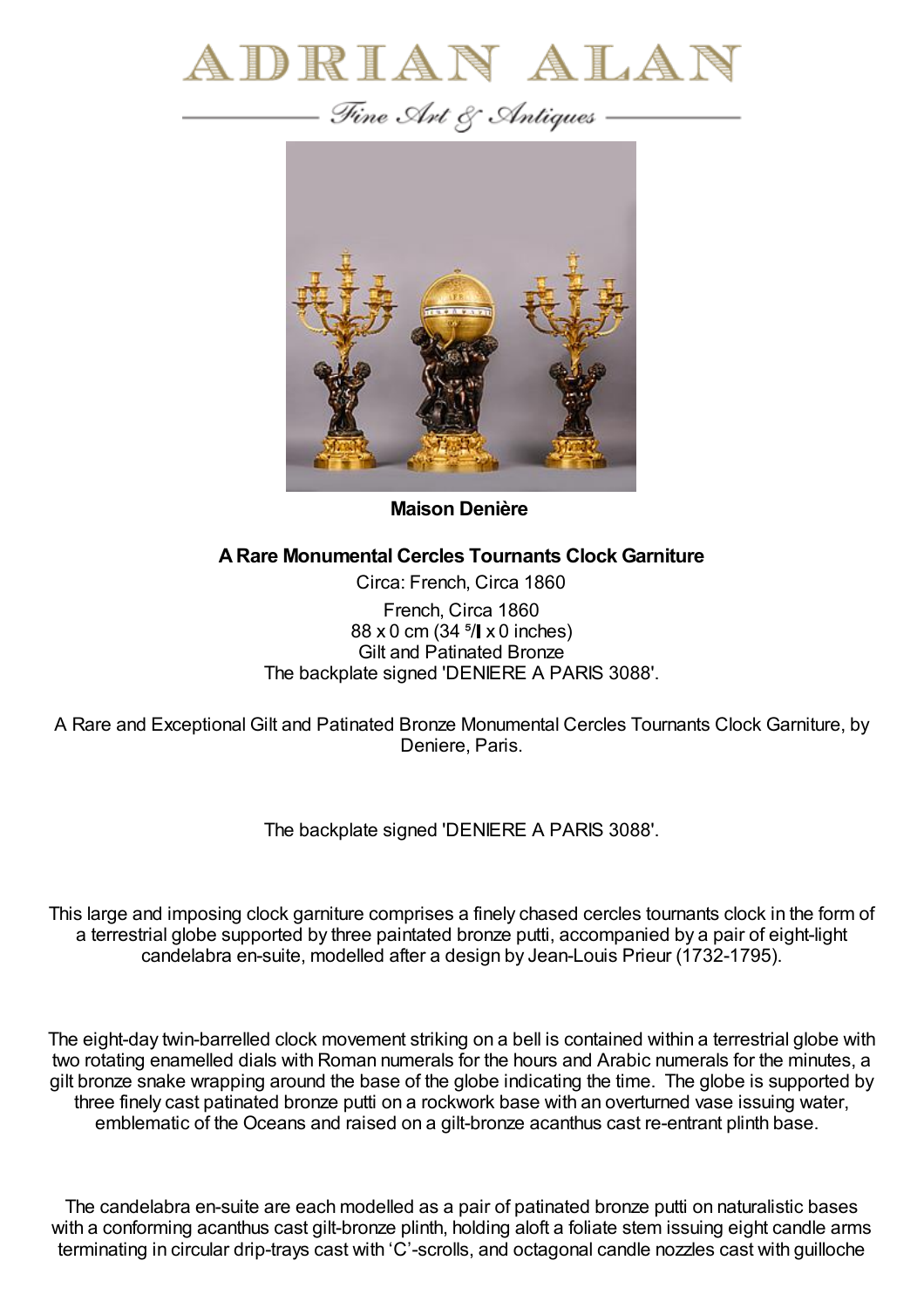# ADRIAN ALAN

*Fine Art & Antiques*

**Maison Denière**

**A Rare Monumental Cercles Tournants Clock Garniture**

Circa: French, Circa 1860

French, Circa 1860
88 x 0 cm (34 ⁵/▌x 0 inches)
Gilt and Patinated Bronze
The backplate signed 'DENIERE A PARIS 3088'.

A Rare and Exceptional Gilt and Patinated Bronze Monumental Cercles Tournants Clock Garniture, by Deniere, Paris.

The backplate signed 'DENIERE A PARIS 3088'.

This large and imposing clock garniture comprises a finely chased cercles tournants clock in the form of a terrestrial globe supported by three paintated bronze putti, accompanied by a pair of eight-light candelabra en-suite, modelled after a design by Jean-Louis Prieur (1732-1795).

The eight-day twin-barrelled clock movement striking on a bell is contained within a terrestrial globe with two rotating enamelled dials with Roman numerals for the hours and Arabic numerals for the minutes, a gilt bronze snake wrapping around the base of the globe indicating the time. The globe is supported by three finely cast patinated bronze putti on a rockwork base with an overturned vase issuing water, emblematic of the Oceans and raised on a gilt-bronze acanthus cast re-entrant plinth base.

The candelabra en-suite are each modelled as a pair of patinated bronze putti on naturalistic bases with a conforming acanthus cast gilt-bronze plinth, holding aloft a foliate stem issuing eight candle arms terminating in circular drip-trays cast with 'C'-scrolls, and octagonal candle nozzles cast with guilloche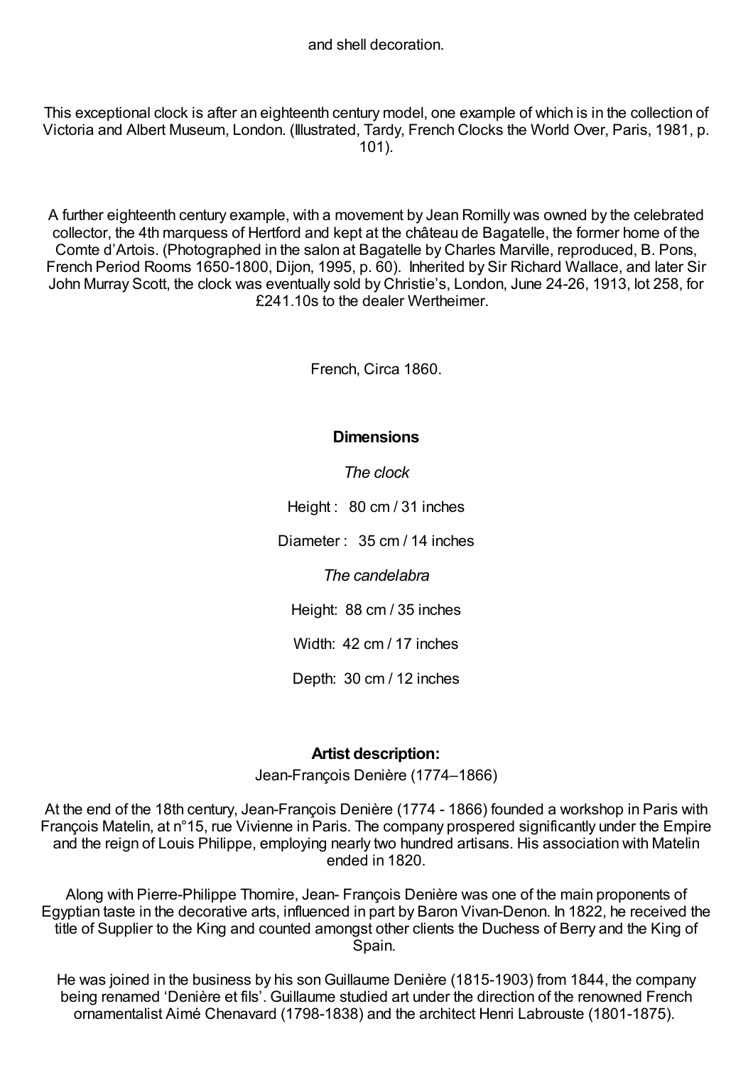and shell decoration.

This exceptional clock is after an eighteenth century model, one example of which is in the collection of Victoria and Albert Museum, London. (Illustrated, Tardy, French Clocks the World Over, Paris, 1981, p. 101).

A further eighteenth century example, with a movement by Jean Romilly was owned by the celebrated collector, the 4th marquess of Hertford and kept at the château de Bagatelle, the former home of the Comte d'Artois. (Photographed in the salon at Bagatelle by Charles Marville, reproduced, B. Pons, French Period Rooms 1650-1800, Dijon, 1995, p. 60). Inherited by Sir Richard Wallace, and later Sir John Murray Scott, the clock was eventually sold by Christie's, London, June 24-26, 1913, lot 258, for £241.10s to the dealer Wertheimer.

French, Circa 1860.

**Dimensions**

*The clock*

Height : 80 cm / 31 inches

Diameter : 35 cm / 14 inches

*The candelabra*

Height: 88 cm / 35 inches

Width: 42 cm / 17 inches

Depth: 30 cm / 12 inches

**Artist description:**

Jean-François Denière (1774–1866)

At the end of the 18th century, Jean-François Denière (1774 - 1866) founded a workshop in Paris with François Matelin, at n°15, rue Vivienne in Paris. The company prospered significantly under the Empire and the reign of Louis Philippe, employing nearly two hundred artisans. His association with Matelin ended in 1820.

Along with Pierre-Philippe Thomire, Jean- François Denière was one of the main proponents of Egyptian taste in the decorative arts, influenced in part by Baron Vivan-Denon. In 1822, he received the title of Supplier to the King and counted amongst other clients the Duchess of Berry and the King of Spain.

He was joined in the business by his son Guillaume Denière (1815-1903) from 1844, the company being renamed 'Denière et fils'. Guillaume studied art under the direction of the renowned French ornamentalist Aimé Chenavard (1798-1838) and the architect Henri Labrouste (1801-1875).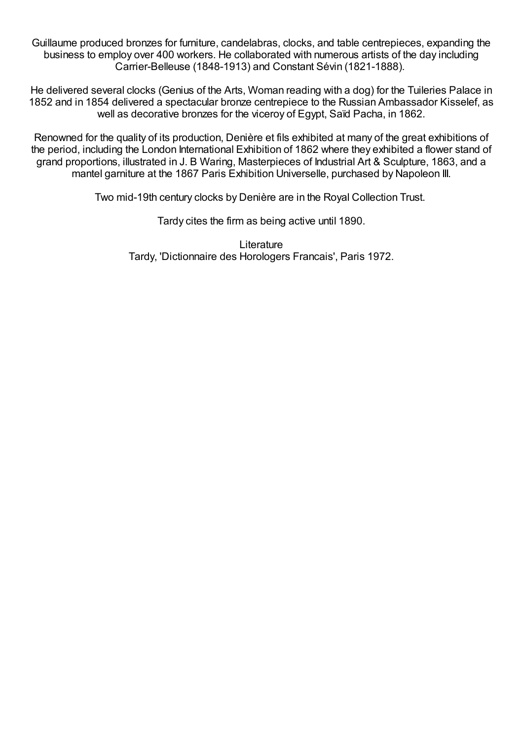Guillaume produced bronzes for furniture, candelabras, clocks, and table centrepieces, expanding the business to employ over 400 workers. He collaborated with numerous artists of the day including Carrier-Belleuse (1848-1913) and Constant Sévin (1821-1888).

He delivered several clocks (Genius of the Arts, Woman reading with a dog) for the Tuileries Palace in 1852 and in 1854 delivered a spectacular bronze centrepiece to the Russian Ambassador Kisselef, as well as decorative bronzes for the viceroy of Egypt, Saïd Pacha, in 1862.

Renowned for the quality of its production, Denière et fils exhibited at many of the great exhibitions of the period, including the London International Exhibition of 1862 where they exhibited a flower stand of grand proportions, illustrated in J. B Waring, Masterpieces of Industrial Art & Sculpture, 1863, and a mantel garniture at the 1867 Paris Exhibition Universelle, purchased by Napoleon III.

Two mid-19th century clocks by Denière are in the Royal Collection Trust.

Tardy cites the firm as being active until 1890.

Literature
Tardy, 'Dictionnaire des Horologers Francais', Paris 1972.